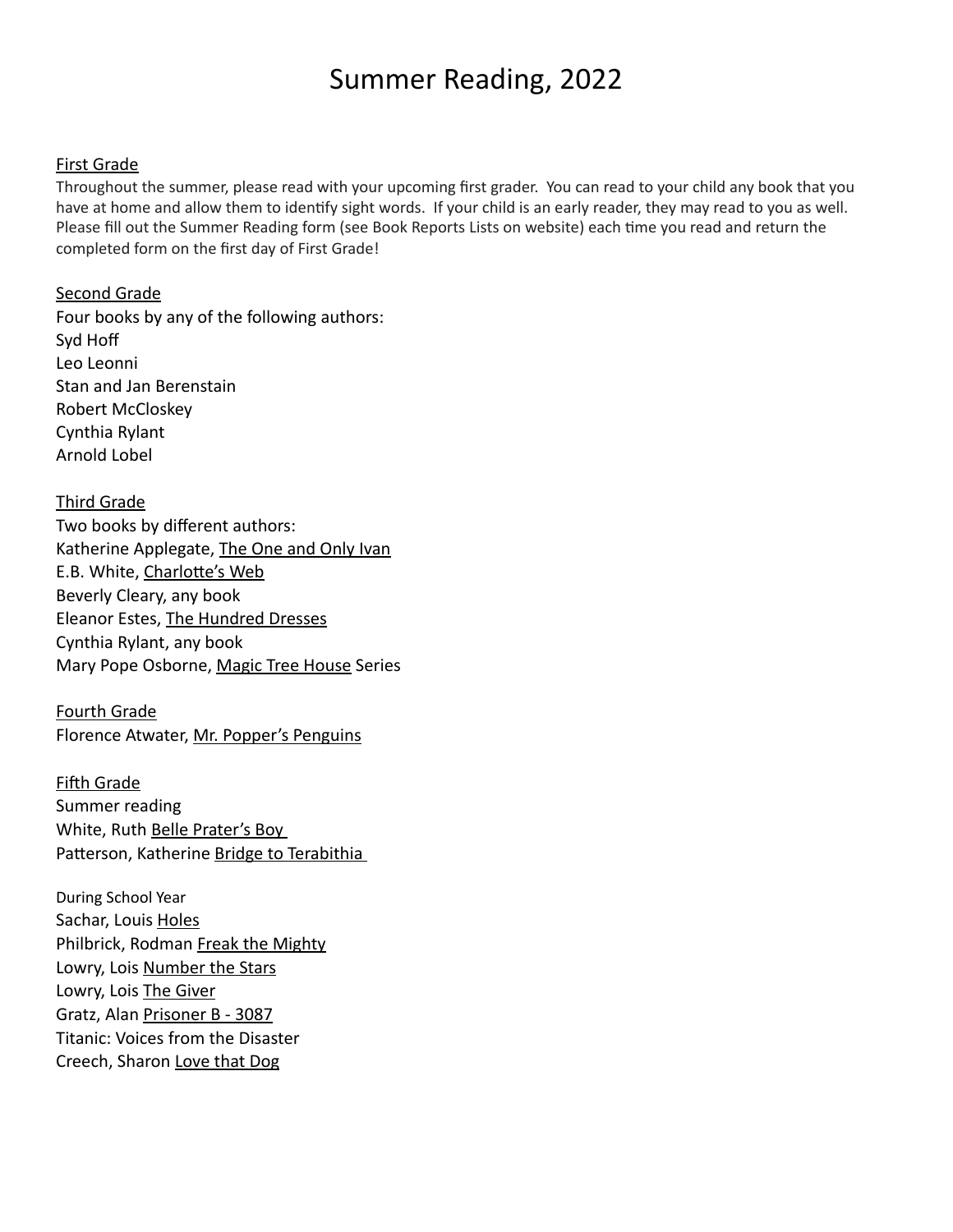# Summer Reading, 2022

## First Grade

Throughout the summer, please read with your upcoming first grader. You can read to your child any book that you have at home and allow them to identify sight words. If your child is an early reader, they may read to you as well. Please fill out the Summer Reading form (see Book Reports Lists on website) each time you read and return the completed form on the first day of First Grade!

## Second Grade

Four books by any of the following authors:
Syd Hoff
Leo Leonni
Stan and Jan Berenstain
Robert McCloskey
Cynthia Rylant
Arnold Lobel

## Third Grade

Two books by different authors:
Katherine Applegate, The One and Only Ivan
E.B. White, Charlotte's Web
Beverly Cleary, any book
Eleanor Estes, The Hundred Dresses
Cynthia Rylant, any book
Mary Pope Osborne, Magic Tree House Series

## Fourth Grade

Florence Atwater, Mr. Popper's Penguins

## Fifth Grade

Summer reading
White, Ruth Belle Prater's Boy
Patterson, Katherine Bridge to Terabithia

During School Year
Sachar, Louis Holes
Philbrick, Rodman Freak the Mighty
Lowry, Lois Number the Stars
Lowry, Lois The Giver
Gratz, Alan Prisoner B - 3087
Titanic: Voices from the Disaster
Creech, Sharon Love that Dog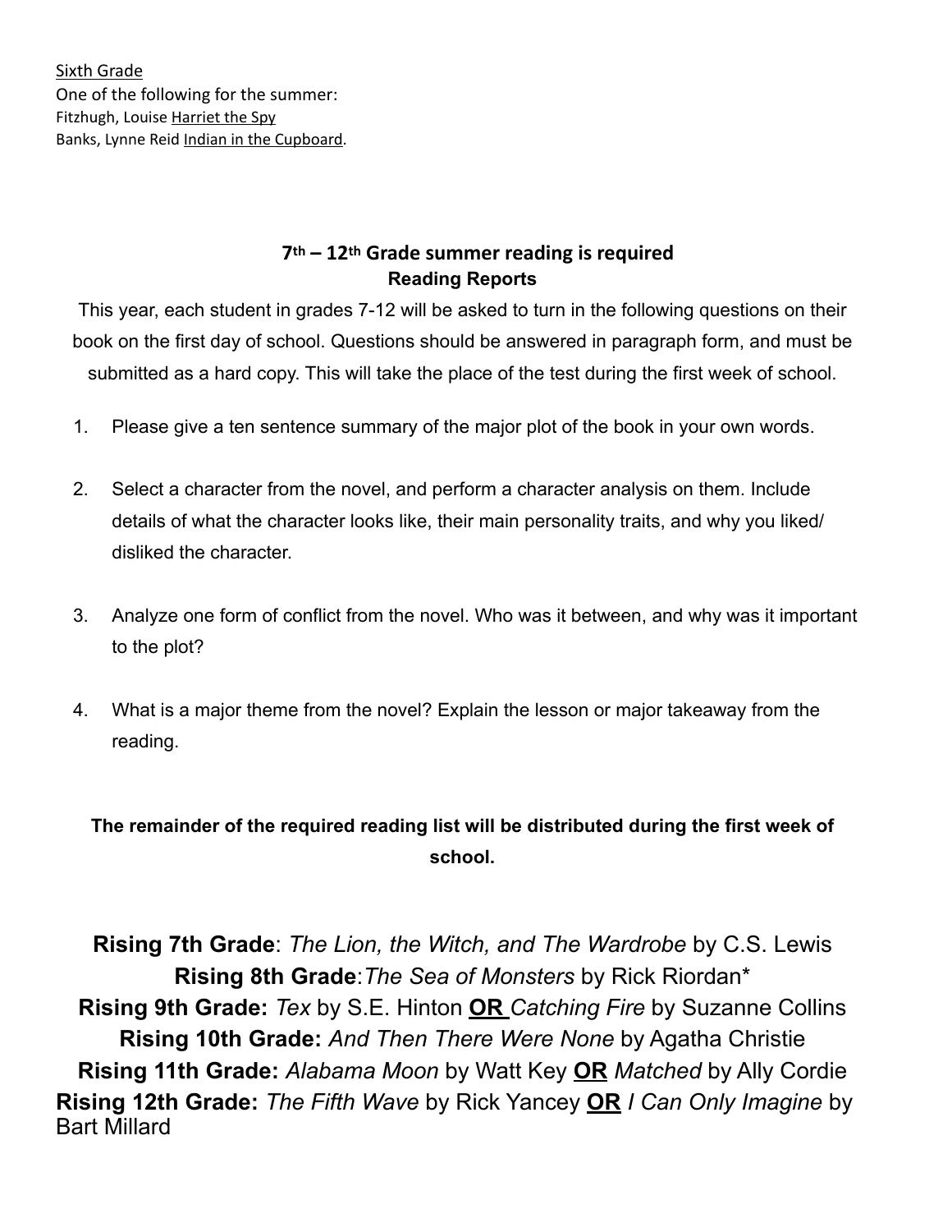Sixth Grade

One of the following for the summer:

Fitzhugh, Louise Harriet the Spy

Banks, Lynne Reid Indian in the Cupboard.

## 7th – 12th Grade summer reading is required
## Reading Reports

This year, each student in grades 7-12 will be asked to turn in the following questions on their book on the first day of school. Questions should be answered in paragraph form, and must be submitted as a hard copy. This will take the place of the test during the first week of school.

1. Please give a ten sentence summary of the major plot of the book in your own words.
2. Select a character from the novel, and perform a character analysis on them. Include details of what the character looks like, their main personality traits, and why you liked/ disliked the character.
3. Analyze one form of conflict from the novel. Who was it between, and why was it important to the plot?
4. What is a major theme from the novel? Explain the lesson or major takeaway from the reading.

**The remainder of the required reading list will be distributed during the first week of school.**

**Rising 7th Grade**: *The Lion, the Witch, and The Wardrobe* by C.S. Lewis

**Rising 8th Grade**:*The Sea of Monsters* by Rick Riordan*

**Rising 9th Grade:** *Tex* by S.E. Hinton **OR** *Catching Fire* by Suzanne Collins

**Rising 10th Grade:** *And Then There Were None* by Agatha Christie

**Rising 11th Grade:** *Alabama Moon* by Watt Key **OR** *Matched* by Ally Cordie

**Rising 12th Grade:** *The Fifth Wave* by Rick Yancey **OR** *I Can Only Imagine* by Bart Millard